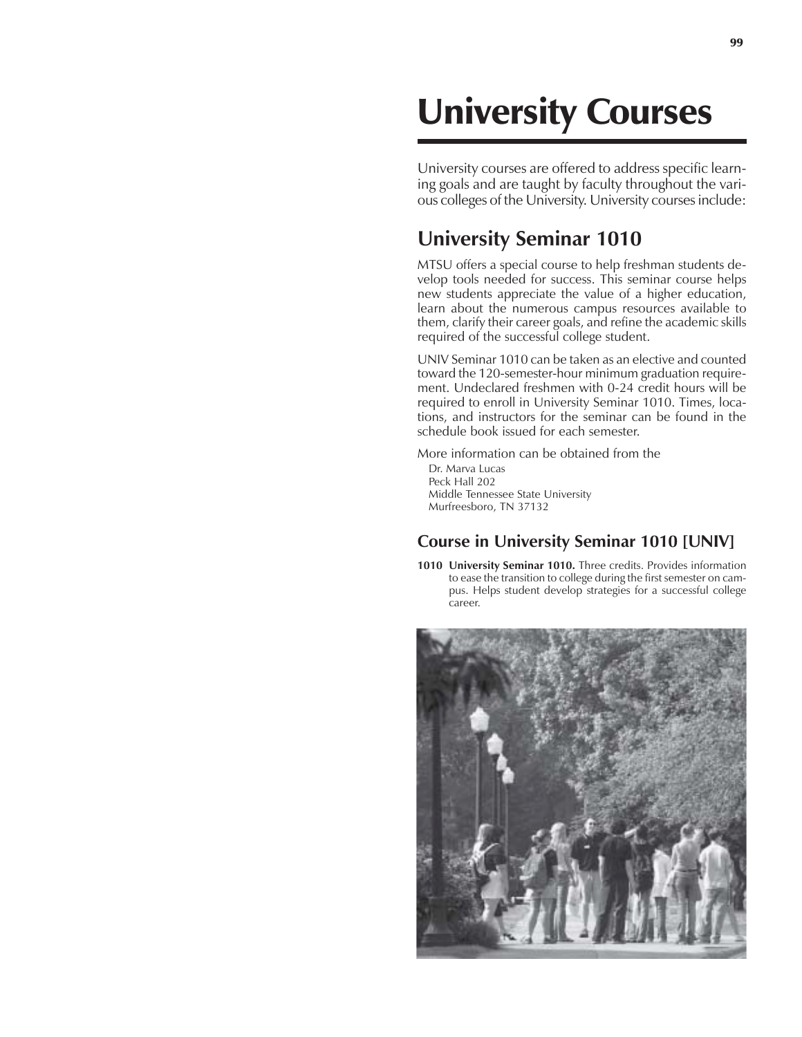# University Courses

University courses are offered to address specific learning goals and are taught by faculty throughout the various colleges of the University. University courses include:

## University Seminar 1010

MTSU offers a special course to help freshman students develop tools needed for success. This seminar course helps new students appreciate the value of a higher education, learn about the numerous campus resources available to them, clarify their career goals, and refine the academic skills required of the successful college student.

UNIV Seminar 1010 can be taken as an elective and counted toward the 120-semester-hour minimum graduation requirement. Undeclared freshmen with 0-24 credit hours will be required to enroll in University Seminar 1010. Times, locations, and instructors for the seminar can be found in the schedule book issued for each semester.

More information can be obtained from the

Dr. Marva Lucas
Peck Hall 202
Middle Tennessee State University
Murfreesboro, TN 37132

### Course in University Seminar 1010 [UNIV]

**1010 University Seminar 1010.** Three credits. Provides information to ease the transition to college during the first semester on campus. Helps student develop strategies for a successful college career.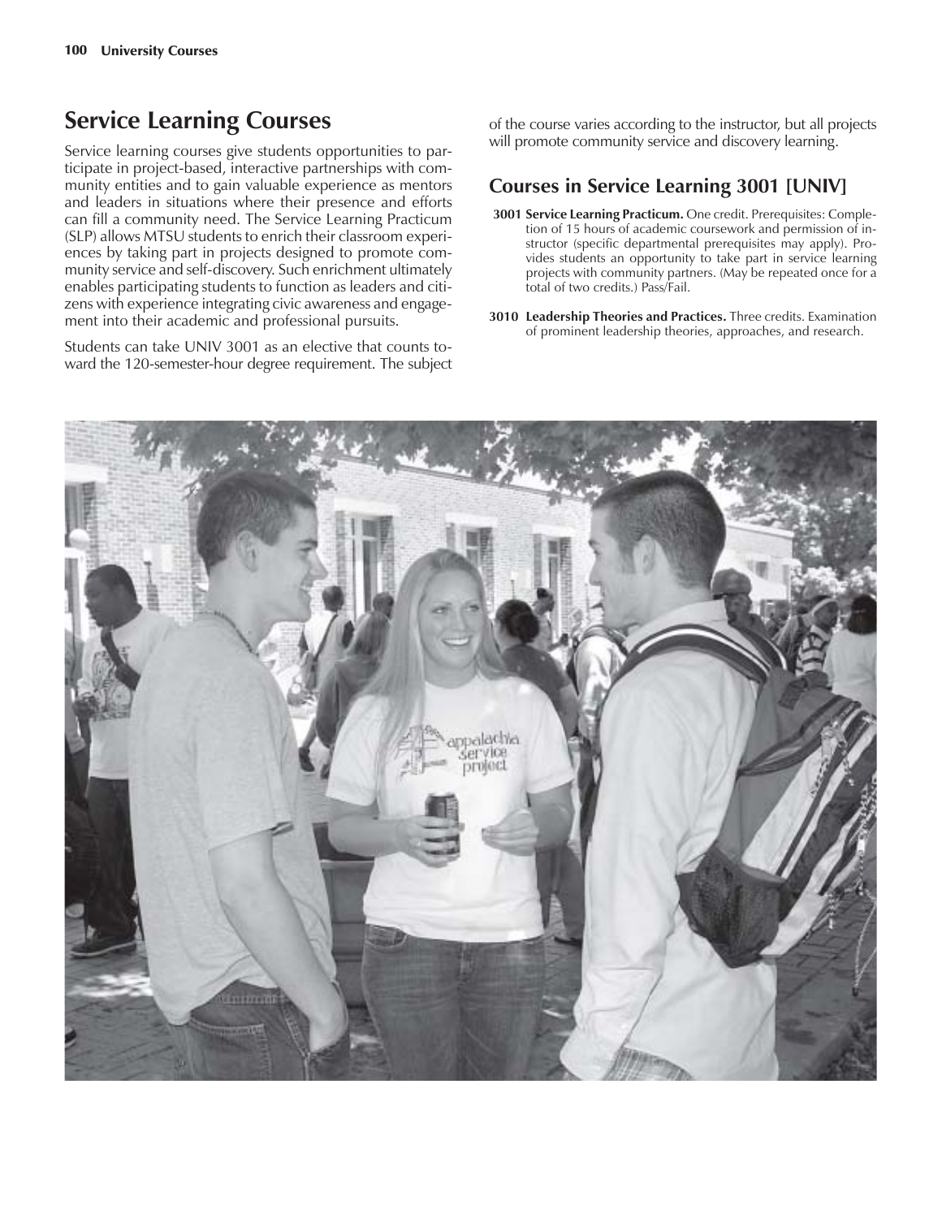# Service Learning Courses

Service learning courses give students opportunities to participate in project-based, interactive partnerships with community entities and to gain valuable experience as mentors and leaders in situations where their presence and efforts can fill a community need. The Service Learning Practicum (SLP) allows MTSU students to enrich their classroom experiences by taking part in projects designed to promote community service and self-discovery. Such enrichment ultimately enables participating students to function as leaders and citizens with experience integrating civic awareness and engagement into their academic and professional pursuits.

Students can take UNIV 3001 as an elective that counts toward the 120-semester-hour degree requirement. The subject of the course varies according to the instructor, but all projects will promote community service and discovery learning.

## Courses in Service Learning 3001 [UNIV]

**3001 Service Learning Practicum.** One credit. Prerequisites: Completion of 15 hours of academic coursework and permission of instructor (specific departmental prerequisites may apply). Provides students an opportunity to take part in service learning projects with community partners. (May be repeated once for a total of two credits.) Pass/Fail.

**3010 Leadership Theories and Practices.** Three credits. Examination of prominent leadership theories, approaches, and research.